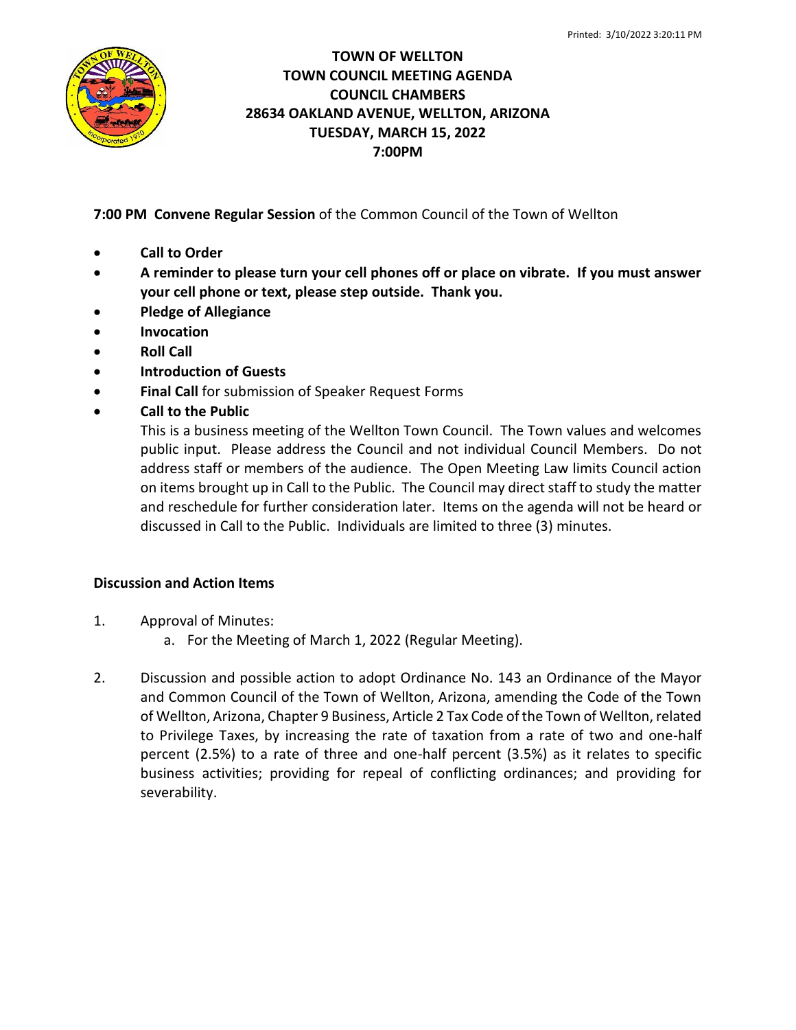Printed: 3/10/2022 3:20:11 PM

# TOWN OF WELLTON
## TOWN COUNCIL MEETING AGENDA
## COUNCIL CHAMBERS
## 28634 OAKLAND AVENUE, WELLTON, ARIZONA
## TUESDAY, MARCH 15, 2022
## 7:00PM

**7:00 PM Convene Regular Session** of the Common Council of the Town of Wellton

- **Call to Order**
- **A reminder to please turn your cell phones off or place on vibrate. If you must answer your cell phone or text, please step outside. Thank you.**
- **Pledge of Allegiance**
- **Invocation**
- **Roll Call**
- **Introduction of Guests**
- **Final Call** for submission of Speaker Request Forms
- **Call to the Public**

  This is a business meeting of the Wellton Town Council. The Town values and welcomes public input. Please address the Council and not individual Council Members. Do not address staff or members of the audience. The Open Meeting Law limits Council action on items brought up in Call to the Public. The Council may direct staff to study the matter and reschedule for further consideration later. Items on the agenda will not be heard or discussed in Call to the Public. Individuals are limited to three (3) minutes.

**Discussion and Action Items**

1. Approval of Minutes:
   a. For the Meeting of March 1, 2022 (Regular Meeting).

2. Discussion and possible action to adopt Ordinance No. 143 an Ordinance of the Mayor and Common Council of the Town of Wellton, Arizona, amending the Code of the Town of Wellton, Arizona, Chapter 9 Business, Article 2 Tax Code of the Town of Wellton, related to Privilege Taxes, by increasing the rate of taxation from a rate of two and one-half percent (2.5%) to a rate of three and one-half percent (3.5%) as it relates to specific business activities; providing for repeal of conflicting ordinances; and providing for severability.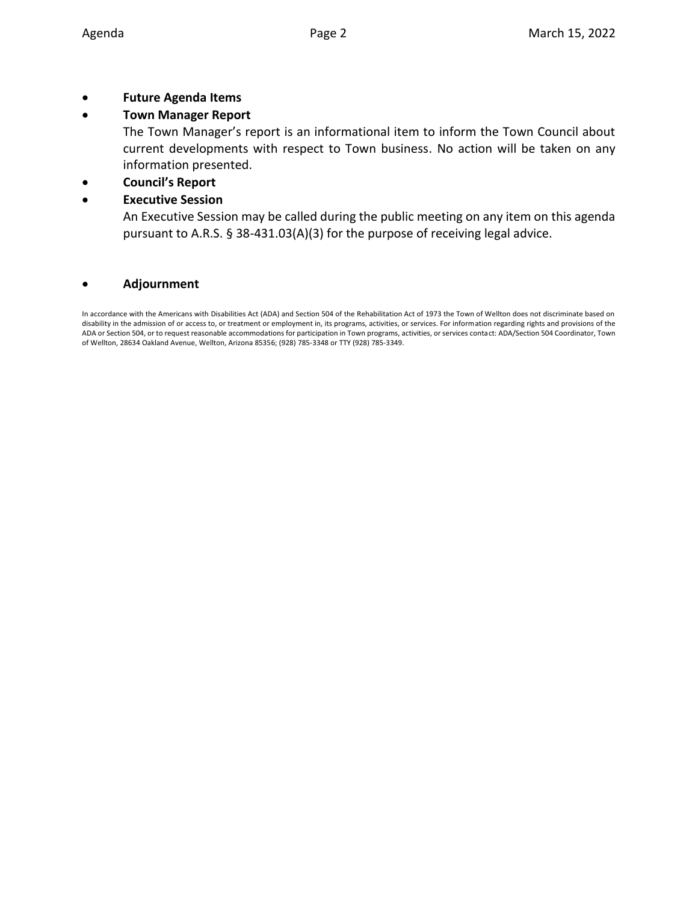- **Future Agenda Items**
- **Town Manager Report**

  The Town Manager's report is an informational item to inform the Town Council about current developments with respect to Town business. No action will be taken on any information presented.
- **Council's Report**
- **Executive Session**

  An Executive Session may be called during the public meeting on any item on this agenda pursuant to A.R.S. § 38-431.03(A)(3) for the purpose of receiving legal advice.

- **Adjournment**

In accordance with the Americans with Disabilities Act (ADA) and Section 504 of the Rehabilitation Act of 1973 the Town of Wellton does not discriminate based on disability in the admission of or access to, or treatment or employment in, its programs, activities, or services. For information regarding rights and provisions of the ADA or Section 504, or to request reasonable accommodations for participation in Town programs, activities, or services contact: ADA/Section 504 Coordinator, Town of Wellton, 28634 Oakland Avenue, Wellton, Arizona 85356; (928) 785-3348 or TTY (928) 785-3349.